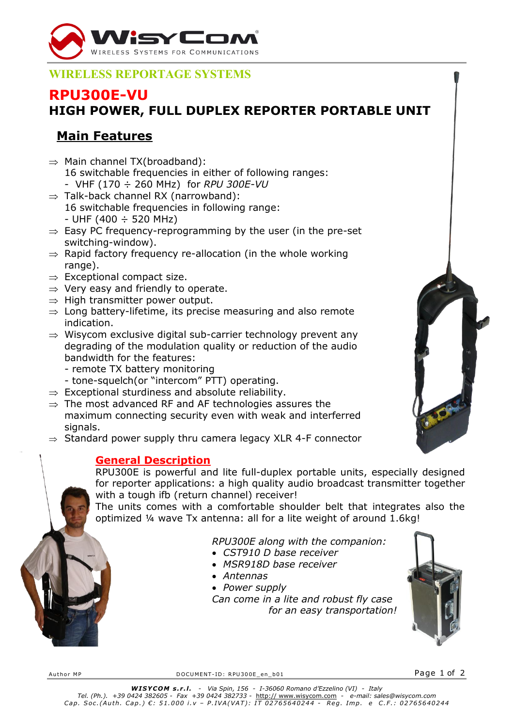WISYCOM
WIRELESS SYSTEMS FOR COMMUNICATIONS

## WIRELESS REPORTAGE SYSTEMS

# RPU300E-VU

# HIGH POWER, FULL DUPLEX REPORTER PORTABLE UNIT

## Main Features

- ⇒ Main channel TX(broadband):
  16 switchable frequencies in either of following ranges:
  - VHF (170 ÷ 260 MHz) for *RPU 300E-VU*
- ⇒ Talk-back channel RX (narrowband):
  16 switchable frequencies in following range:
  - UHF (400 ÷ 520 MHz)
- ⇒ Easy PC frequency-reprogramming by the user (in the pre-set switching-window).
- ⇒ Rapid factory frequency re-allocation (in the whole working range).
- ⇒ Exceptional compact size.
- ⇒ Very easy and friendly to operate.
- ⇒ High transmitter power output.
- ⇒ Long battery-lifetime, its precise measuring and also remote indication.
- ⇒ Wisycom exclusive digital sub-carrier technology prevent any degrading of the modulation quality or reduction of the audio bandwidth for the features:
  - remote TX battery monitoring
  - tone-squelch(or "intercom" PTT) operating.
- ⇒ Exceptional sturdiness and absolute reliability.
- ⇒ The most advanced RF and AF technologies assures the maximum connecting security even with weak and interferred signals.
- ⇒ Standard power supply thru camera legacy XLR 4-F connector

## General Description

RPU300E is powerful and lite full-duplex portable units, especially designed for reporter applications: a high quality audio broadcast transmitter together with a tough ifb (return channel) receiver!
The units comes with a comfortable shoulder belt that integrates also the optimized ¼ wave Tx antenna: all for a lite weight of around 1.6kg!

*RPU300E along with the companion:*

- *CST910 D base receiver*
- *MSR918D base receiver*
- *Antennas*
- *Power supply*

*Can come in a lite and robust fly case for an easy transportation!*

Author MP DOCUMENT-ID: RPU300E_en_b01

***WISYCOM s.r.l.*** *- Via Spin, 156 - I-36060 Romano d'Ezzelino (VI) - Italy*
*Tel. (Ph.). +39 0424 382605 - Fax +39 0424 382733 - http:// www.wisycom.com - e-mail: sales@wisycom.com*
*Cap. Soc.(Auth. Cap.) €: 51.000 i.v – P.IVA(VAT): IT 02765640244 - Reg. Imp. e C.F.: 02765640244*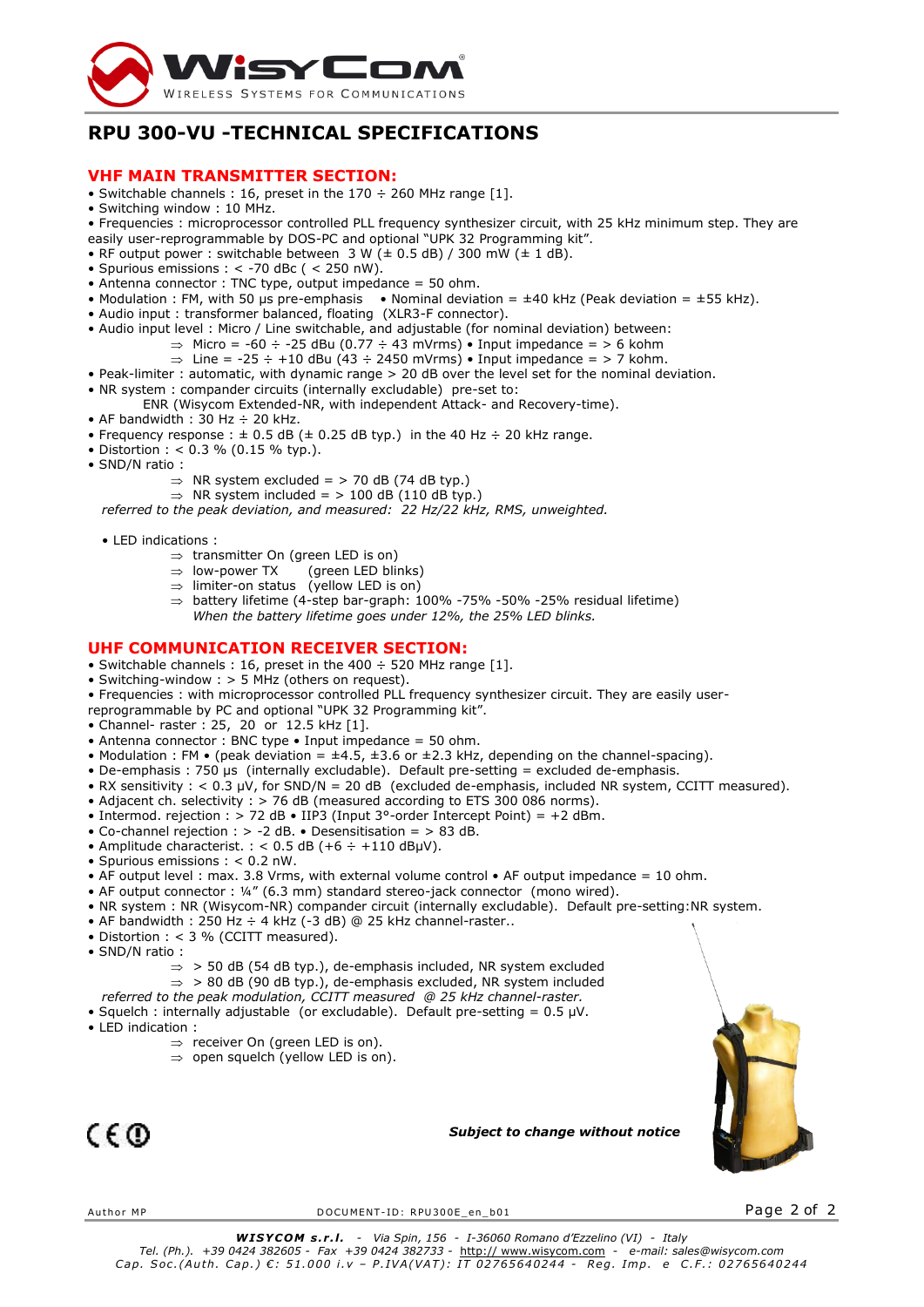# RPU 300-VU -TECHNICAL SPECIFICATIONS

## VHF MAIN TRANSMITTER SECTION:

- Switchable channels : 16, preset in the 170 ÷ 260 MHz range [1].
- Switching window : 10 MHz.
- Frequencies : microprocessor controlled PLL frequency synthesizer circuit, with 25 kHz minimum step. They are easily user-reprogrammable by DOS-PC and optional "UPK 32 Programming kit".
- RF output power : switchable between 3 W (± 0.5 dB) / 300 mW (± 1 dB).
- Spurious emissions : < -70 dBc ( < 250 nW).
- Antenna connector : TNC type, output impedance = 50 ohm.
- Modulation : FM, with 50 µs pre-emphasis • Nominal deviation = ±40 kHz (Peak deviation = ±55 kHz).
- Audio input : transformer balanced, floating (XLR3-F connector).
- Audio input level : Micro / Line switchable, and adjustable (for nominal deviation) between:
  - ⇒ Micro = -60 ÷ -25 dBu (0.77 ÷ 43 mVrms) • Input impedance = > 6 kohm
  - ⇒ Line = -25 ÷ +10 dBu (43 ÷ 2450 mVrms) • Input impedance = > 7 kohm.
- Peak-limiter : automatic, with dynamic range > 20 dB over the level set for the nominal deviation.
- NR system : compander circuits (internally excludable) pre-set to:
  ENR (Wisycom Extended-NR, with independent Attack- and Recovery-time).
- AF bandwidth : 30 Hz ÷ 20 kHz.
- Frequency response : ± 0.5 dB (± 0.25 dB typ.) in the 40 Hz ÷ 20 kHz range.
- Distortion : < 0.3 % (0.15 % typ.).
- SND/N ratio :
  - ⇒ NR system excluded = > 70 dB (74 dB typ.)
  - ⇒ NR system included = > 100 dB (110 dB typ.)

  *referred to the peak deviation, and measured: 22 Hz/22 kHz, RMS, unweighted.*

- LED indications :
  - ⇒ transmitter On (green LED is on)
  - ⇒ low-power TX (green LED blinks)
  - ⇒ limiter-on status (yellow LED is on)
  - ⇒ battery lifetime (4-step bar-graph: 100% -75% -50% -25% residual lifetime)
    *When the battery lifetime goes under 12%, the 25% LED blinks.*

## UHF COMMUNICATION RECEIVER SECTION:

- Switchable channels : 16, preset in the 400 ÷ 520 MHz range [1].
- Switching-window : > 5 MHz (others on request).
- Frequencies : with microprocessor controlled PLL frequency synthesizer circuit. They are easily user-reprogrammable by PC and optional "UPK 32 Programming kit".
- Channel- raster : 25, 20 or 12.5 kHz [1].
- Antenna connector : BNC type • Input impedance = 50 ohm.
- Modulation : FM • (peak deviation = ±4.5, ±3.6 or ±2.3 kHz, depending on the channel-spacing).
- De-emphasis : 750 µs (internally excludable). Default pre-setting = excluded de-emphasis.
- RX sensitivity : < 0.3 µV, for SND/N = 20 dB (excluded de-emphasis, included NR system, CCITT measured).
- Adjacent ch. selectivity : > 76 dB (measured according to ETS 300 086 norms).
- Intermod. rejection : > 72 dB • IIP3 (Input 3°-order Intercept Point) = +2 dBm.
- Co-channel rejection : > -2 dB. • Desensitisation = > 83 dB.
- Amplitude characterist. : < 0.5 dB (+6 ÷ +110 dBµV).
- Spurious emissions : < 0.2 nW.
- AF output level : max. 3.8 Vrms, with external volume control • AF output impedance = 10 ohm.
- AF output connector : ¼" (6.3 mm) standard stereo-jack connector (mono wired).
- NR system : NR (Wisycom-NR) compander circuit (internally excludable). Default pre-setting:NR system.
- AF bandwidth : 250 Hz ÷ 4 kHz (-3 dB) @ 25 kHz channel-raster..
- Distortion : < 3 % (CCITT measured).
- SND/N ratio :
  - ⇒ > 50 dB (54 dB typ.), de-emphasis included, NR system excluded
  - ⇒ > 80 dB (90 dB typ.), de-emphasis excluded, NR system included

  *referred to the peak modulation, CCITT measured @ 25 kHz channel-raster.*
- Squelch : internally adjustable (or excludable). Default pre-setting = 0.5 µV.
- LED indication :
  - ⇒ receiver On (green LED is on).
  - ⇒ open squelch (yellow LED is on).

CE ⓘ

***Subject to change without notice***

Author MP — DOCUMENT-ID: RPU300E_en_b01

***WISYCOM s.r.l.*** *- Via Spin, 156 - I-36060 Romano d'Ezzelino (VI) - Italy*
*Tel. (Ph.). +39 0424 382605 - Fax +39 0424 382733 - http:// www.wisycom.com - e-mail: sales@wisycom.com*
*Cap. Soc.(Auth. Cap.) €: 51.000 i.v – P.IVA(VAT): IT 02765640244 - Reg. Imp. e C.F.: 02765640244*